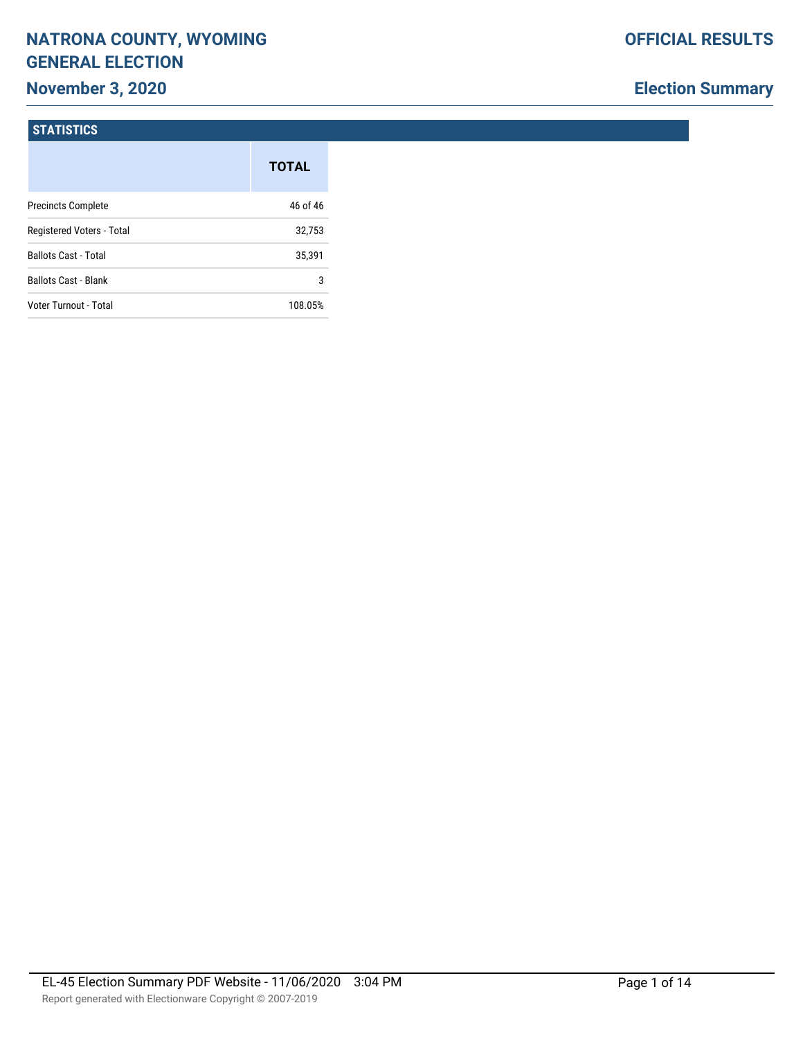# NATRONA COUNTY, WYOMING GENERAL ELECTION

## November 3, 2020

**OFFICIAL RESULTS**

**Election Summary**

### STATISTICS

| | TOTAL |
|---|---|
| Precincts Complete | 46 of 46 |
| Registered Voters - Total | 32,753 |
| Ballots Cast - Total | 35,391 |
| Ballots Cast - Blank | 3 |
| Voter Turnout - Total | 108.05% |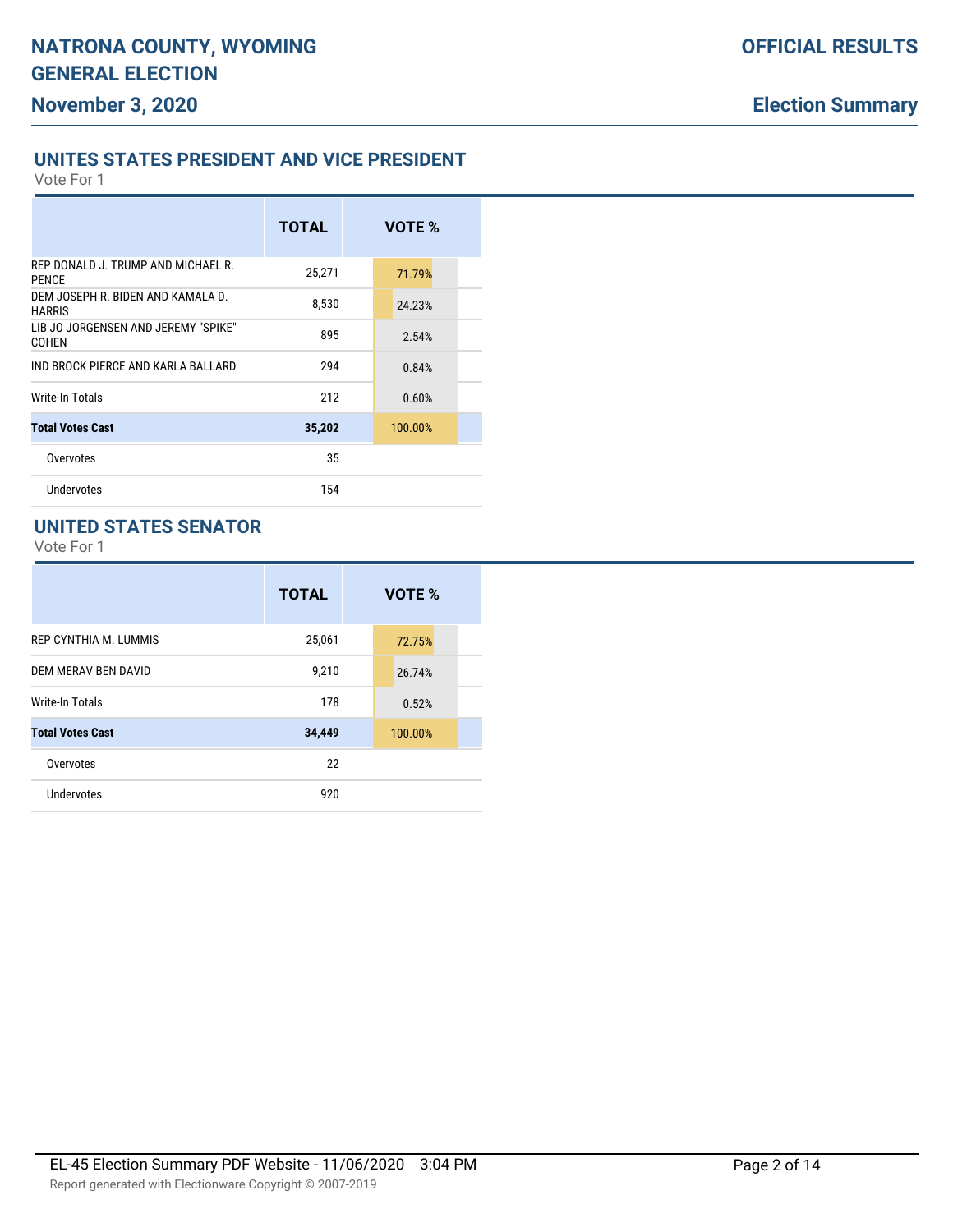# NATRONA COUNTY, WYOMING GENERAL ELECTION

**November 3, 2020**

**OFFICIAL RESULTS**

**Election Summary**

## UNITES STATES PRESIDENT AND VICE PRESIDENT

Vote For 1

| | TOTAL | VOTE % |
|---|---|---|
| REP DONALD J. TRUMP AND MICHAEL R. PENCE | 25,271 | 71.79% |
| DEM JOSEPH R. BIDEN AND KAMALA D. HARRIS | 8,530 | 24.23% |
| LIB JO JORGENSEN AND JEREMY "SPIKE" COHEN | 895 | 2.54% |
| IND BROCK PIERCE AND KARLA BALLARD | 294 | 0.84% |
| Write-In Totals | 212 | 0.60% |
| **Total Votes Cast** | **35,202** | 100.00% |
| Overvotes | 35 | |
| Undervotes | 154 | |

## UNITED STATES SENATOR

Vote For 1

| | TOTAL | VOTE % |
|---|---|---|
| REP CYNTHIA M. LUMMIS | 25,061 | 72.75% |
| DEM MERAV BEN DAVID | 9,210 | 26.74% |
| Write-In Totals | 178 | 0.52% |
| **Total Votes Cast** | **34,449** | 100.00% |
| Overvotes | 22 | |
| Undervotes | 920 | |

EL-45 Election Summary PDF Website - 11/06/2020 3:04 PM

Report generated with Electionware Copyright © 2007-2019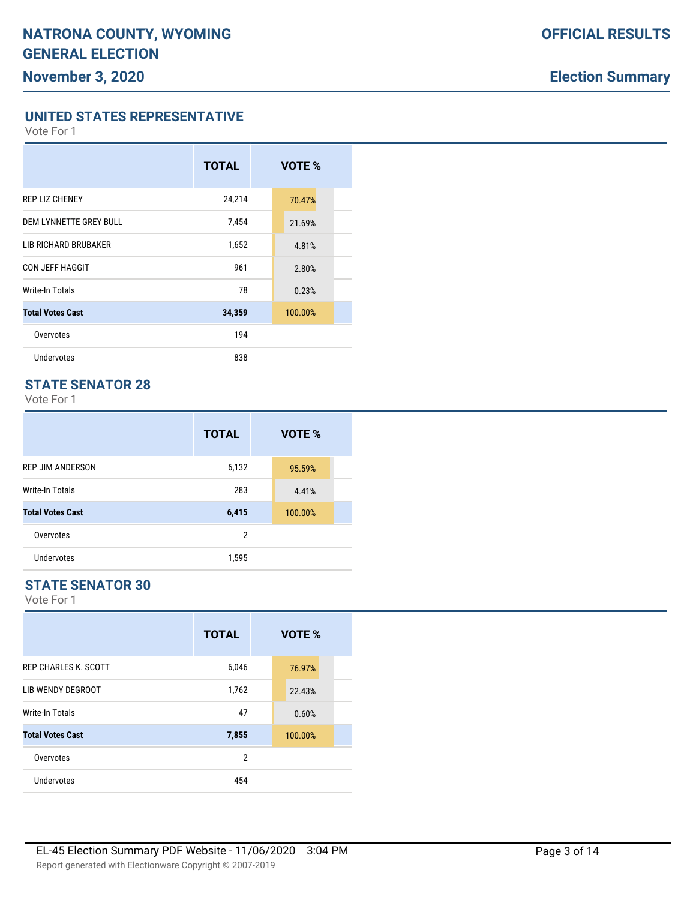## UNITED STATES REPRESENTATIVE

Vote For 1

| | TOTAL | VOTE % |
|---|---|---|
| REP LIZ CHENEY | 24,214 | 70.47% |
| DEM LYNNETTE GREY BULL | 7,454 | 21.69% |
| LIB RICHARD BRUBAKER | 1,652 | 4.81% |
| CON JEFF HAGGIT | 961 | 2.80% |
| Write-In Totals | 78 | 0.23% |
| **Total Votes Cast** | **34,359** | 100.00% |
| Overvotes | 194 | |
| Undervotes | 838 | |

## STATE SENATOR 28

Vote For 1

| | TOTAL | VOTE % |
|---|---|---|
| REP JIM ANDERSON | 6,132 | 95.59% |
| Write-In Totals | 283 | 4.41% |
| **Total Votes Cast** | **6,415** | 100.00% |
| Overvotes | 2 | |
| Undervotes | 1,595 | |

## STATE SENATOR 30

Vote For 1

| | TOTAL | VOTE % |
|---|---|---|
| REP CHARLES K. SCOTT | 6,046 | 76.97% |
| LIB WENDY DEGROOT | 1,762 | 22.43% |
| Write-In Totals | 47 | 0.60% |
| **Total Votes Cast** | **7,855** | 100.00% |
| Overvotes | 2 | |
| Undervotes | 454 | |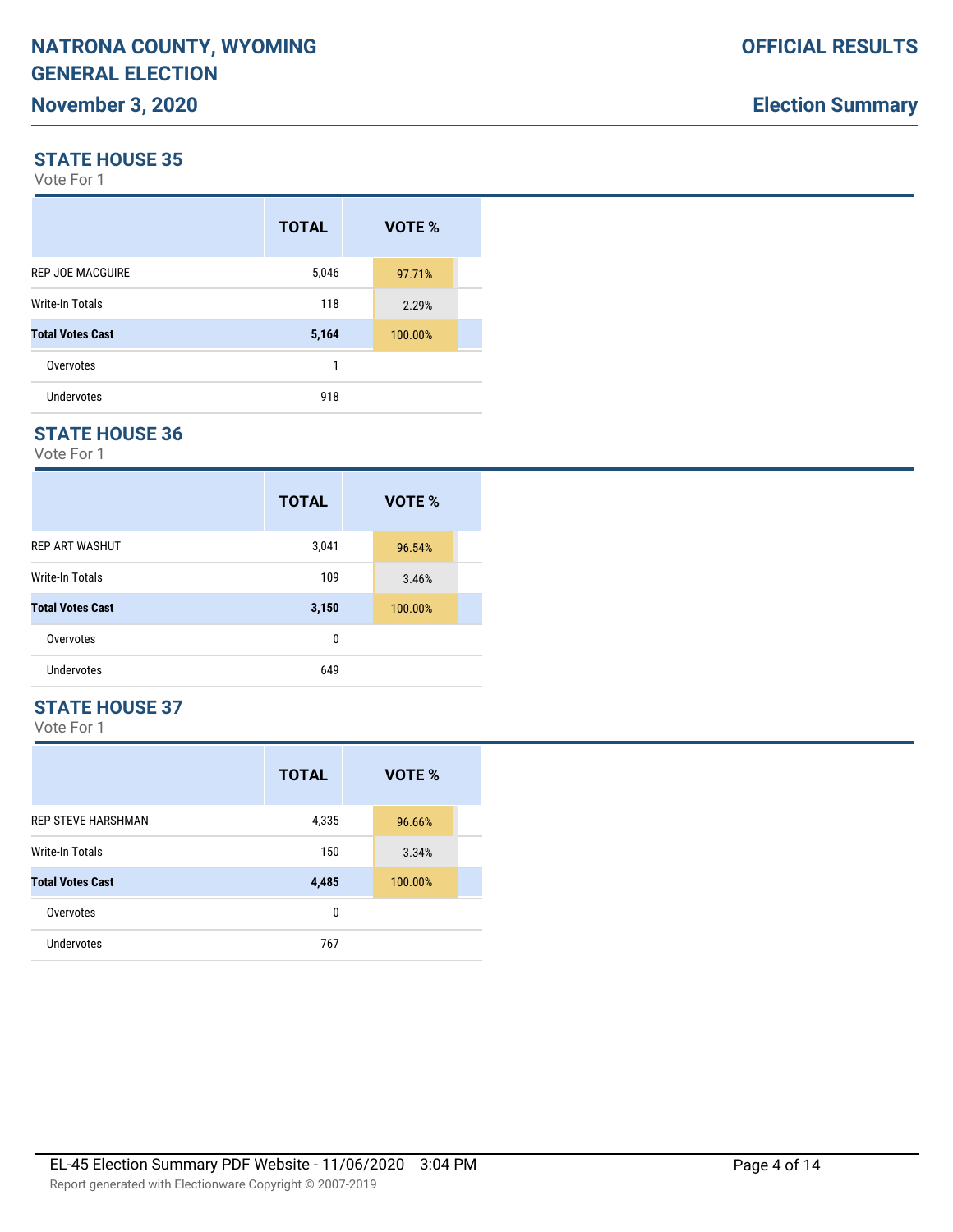## STATE HOUSE 35

Vote For 1

| | TOTAL | VOTE % |
|---|---|---|
| REP JOE MACGUIRE | 5,046 | 97.71% |
| Write-In Totals | 118 | 2.29% |
| **Total Votes Cast** | **5,164** | 100.00% |
| Overvotes | 1 | |
| Undervotes | 918 | |

## STATE HOUSE 36

Vote For 1

| | TOTAL | VOTE % |
|---|---|---|
| REP ART WASHUT | 3,041 | 96.54% |
| Write-In Totals | 109 | 3.46% |
| **Total Votes Cast** | **3,150** | 100.00% |
| Overvotes | 0 | |
| Undervotes | 649 | |

## STATE HOUSE 37

Vote For 1

| | TOTAL | VOTE % |
|---|---|---|
| REP STEVE HARSHMAN | 4,335 | 96.66% |
| Write-In Totals | 150 | 3.34% |
| **Total Votes Cast** | **4,485** | 100.00% |
| Overvotes | 0 | |
| Undervotes | 767 | |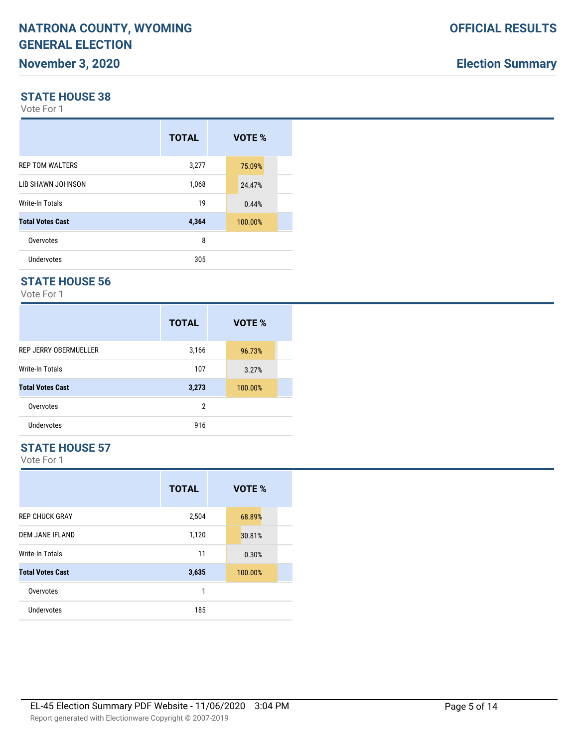## STATE HOUSE 38

Vote For 1

| | TOTAL | VOTE % |
|---|---|---|
| REP TOM WALTERS | 3,277 | 75.09% |
| LIB SHAWN JOHNSON | 1,068 | 24.47% |
| Write-In Totals | 19 | 0.44% |
| **Total Votes Cast** | **4,364** | 100.00% |
| Overvotes | 8 | |
| Undervotes | 305 | |

## STATE HOUSE 56

Vote For 1

| | TOTAL | VOTE % |
|---|---|---|
| REP JERRY OBERMUELLER | 3,166 | 96.73% |
| Write-In Totals | 107 | 3.27% |
| **Total Votes Cast** | **3,273** | 100.00% |
| Overvotes | 2 | |
| Undervotes | 916 | |

## STATE HOUSE 57

Vote For 1

| | TOTAL | VOTE % |
|---|---|---|
| REP CHUCK GRAY | 2,504 | 68.89% |
| DEM JANE IFLAND | 1,120 | 30.81% |
| Write-In Totals | 11 | 0.30% |
| **Total Votes Cast** | **3,635** | 100.00% |
| Overvotes | 1 | |
| Undervotes | 185 | |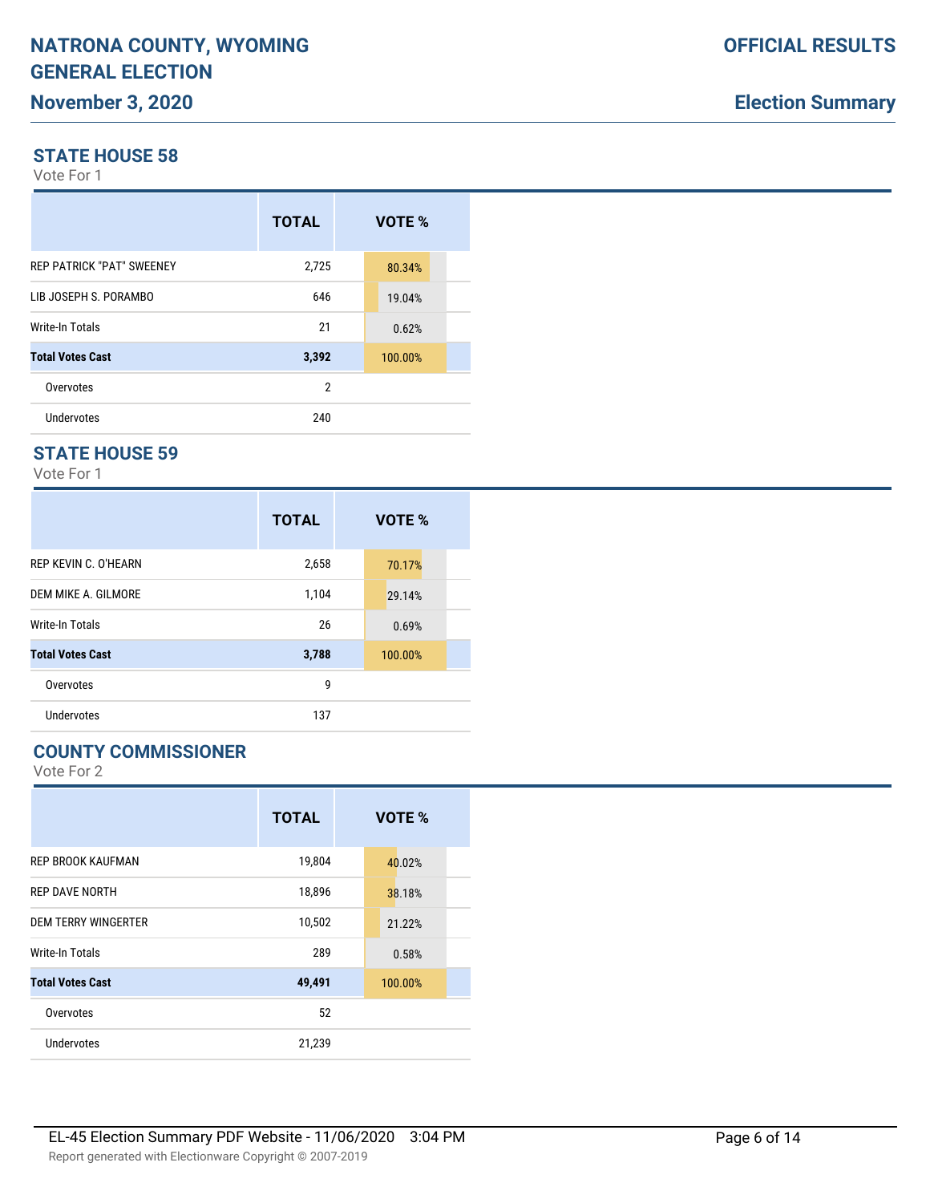# NATRONA COUNTY, WYOMING GENERAL ELECTION

## November 3, 2020

**OFFICIAL RESULTS**

**Election Summary**

### STATE HOUSE 58

Vote For 1

| | TOTAL | VOTE % |
|---|---|---|
| REP PATRICK "PAT" SWEENEY | 2,725 | 80.34% |
| LIB JOSEPH S. PORAMBO | 646 | 19.04% |
| Write-In Totals | 21 | 0.62% |
| **Total Votes Cast** | **3,392** | 100.00% |
| Overvotes | 2 | |
| Undervotes | 240 | |

### STATE HOUSE 59

Vote For 1

| | TOTAL | VOTE % |
|---|---|---|
| REP KEVIN C. O'HEARN | 2,658 | 70.17% |
| DEM MIKE A. GILMORE | 1,104 | 29.14% |
| Write-In Totals | 26 | 0.69% |
| **Total Votes Cast** | **3,788** | 100.00% |
| Overvotes | 9 | |
| Undervotes | 137 | |

### COUNTY COMMISSIONER

Vote For 2

| | TOTAL | VOTE % |
|---|---|---|
| REP BROOK KAUFMAN | 19,804 | 40.02% |
| REP DAVE NORTH | 18,896 | 38.18% |
| DEM TERRY WINGERTER | 10,502 | 21.22% |
| Write-In Totals | 289 | 0.58% |
| **Total Votes Cast** | **49,491** | 100.00% |
| Overvotes | 52 | |
| Undervotes | 21,239 | |

EL-45 Election Summary PDF Website - 11/06/2020 3:04 PM

Report generated with Electionware Copyright © 2007-2019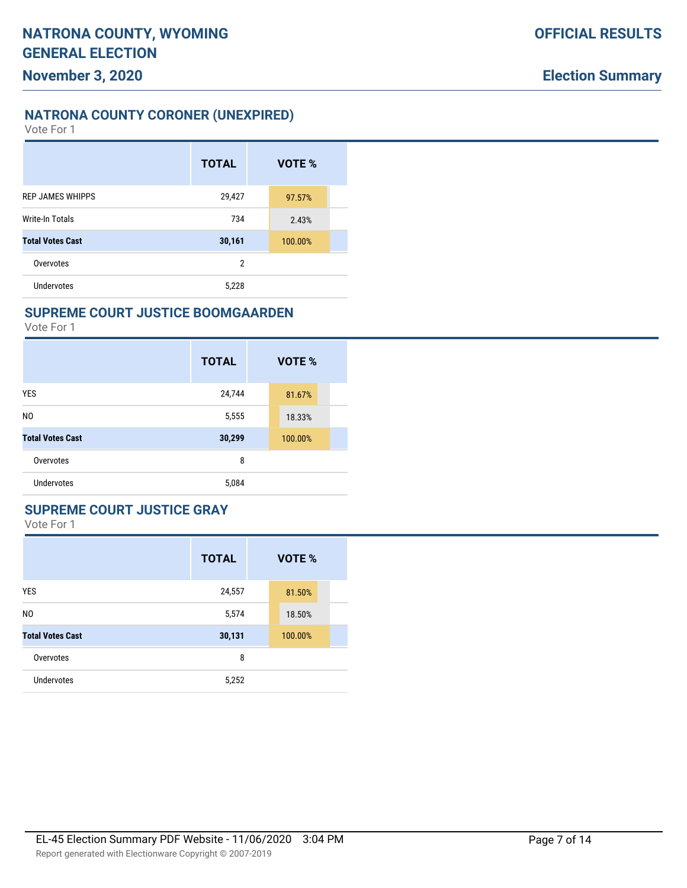# NATRONA COUNTY, WYOMING GENERAL ELECTION

## November 3, 2020

**OFFICIAL RESULTS**

**Election Summary**

### NATRONA COUNTY CORONER (UNEXPIRED)

Vote For 1

| | TOTAL | VOTE % |
|---|---|---|
| REP JAMES WHIPPS | 29,427 | 97.57% |
| Write-In Totals | 734 | 2.43% |
| **Total Votes Cast** | **30,161** | 100.00% |
| Overvotes | 2 | |
| Undervotes | 5,228 | |

### SUPREME COURT JUSTICE BOOMGAARDEN

Vote For 1

| | TOTAL | VOTE % |
|---|---|---|
| YES | 24,744 | 81.67% |
| NO | 5,555 | 18.33% |
| **Total Votes Cast** | **30,299** | 100.00% |
| Overvotes | 8 | |
| Undervotes | 5,084 | |

### SUPREME COURT JUSTICE GRAY

Vote For 1

| | TOTAL | VOTE % |
|---|---|---|
| YES | 24,557 | 81.50% |
| NO | 5,574 | 18.50% |
| **Total Votes Cast** | **30,131** | 100.00% |
| Overvotes | 8 | |
| Undervotes | 5,252 | |

EL-45 Election Summary PDF Website - 11/06/2020 3:04 PM

Report generated with Electionware Copyright © 2007-2019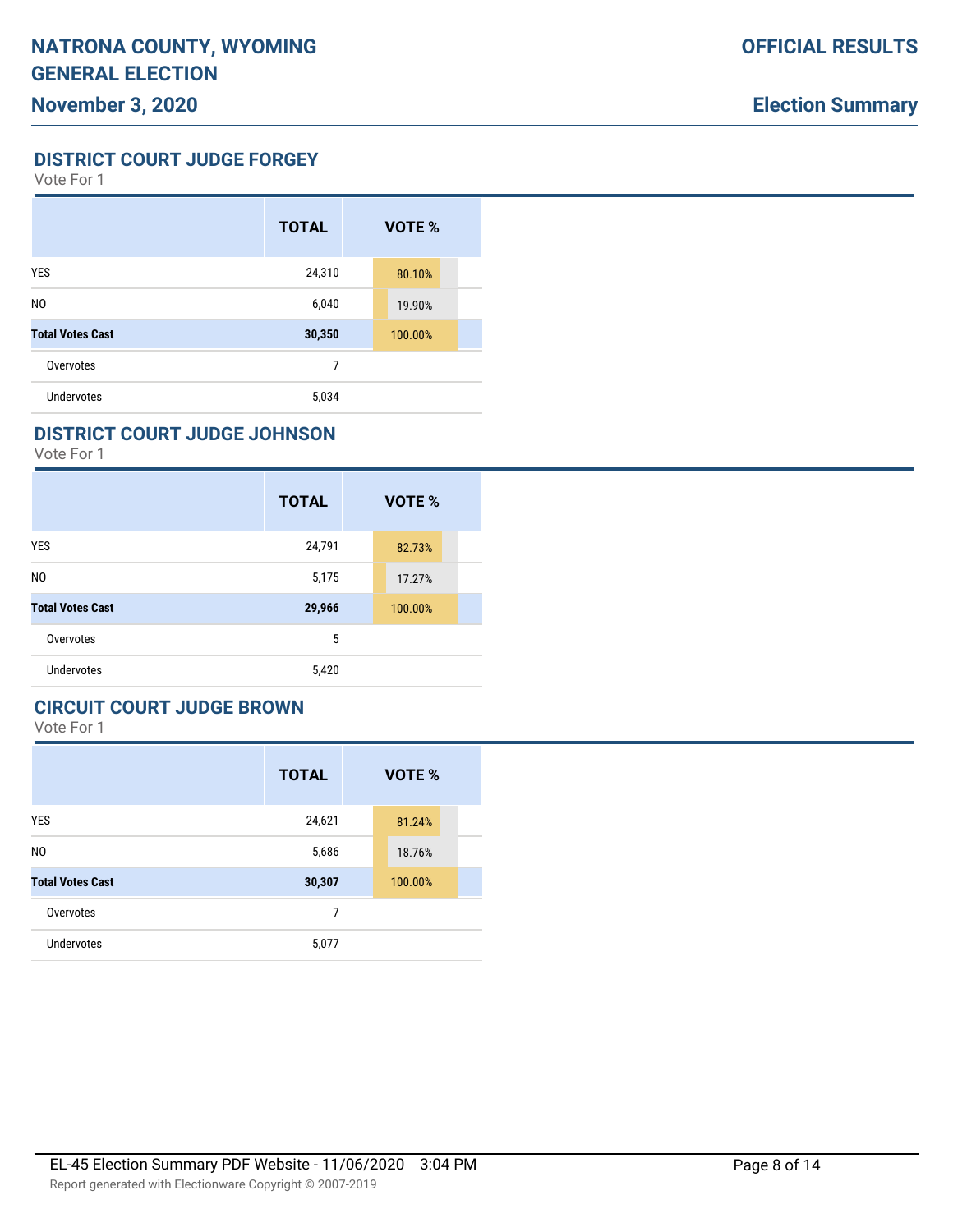# NATRONA COUNTY, WYOMING GENERAL ELECTION

## November 3, 2020

**OFFICIAL RESULTS**

**Election Summary**

### DISTRICT COURT JUDGE FORGEY

Vote For 1

| | TOTAL | VOTE % |
|---|---|---|
| YES | 24,310 | 80.10% |
| NO | 6,040 | 19.90% |
| **Total Votes Cast** | **30,350** | 100.00% |
| Overvotes | 7 | |
| Undervotes | 5,034 | |

### DISTRICT COURT JUDGE JOHNSON

Vote For 1

| | TOTAL | VOTE % |
|---|---|---|
| YES | 24,791 | 82.73% |
| NO | 5,175 | 17.27% |
| **Total Votes Cast** | **29,966** | 100.00% |
| Overvotes | 5 | |
| Undervotes | 5,420 | |

### CIRCUIT COURT JUDGE BROWN

Vote For 1

| | TOTAL | VOTE % |
|---|---|---|
| YES | 24,621 | 81.24% |
| NO | 5,686 | 18.76% |
| **Total Votes Cast** | **30,307** | 100.00% |
| Overvotes | 7 | |
| Undervotes | 5,077 | |

EL-45 Election Summary PDF Website - 11/06/2020 3:04 PM

Report generated with Electionware Copyright © 2007-2019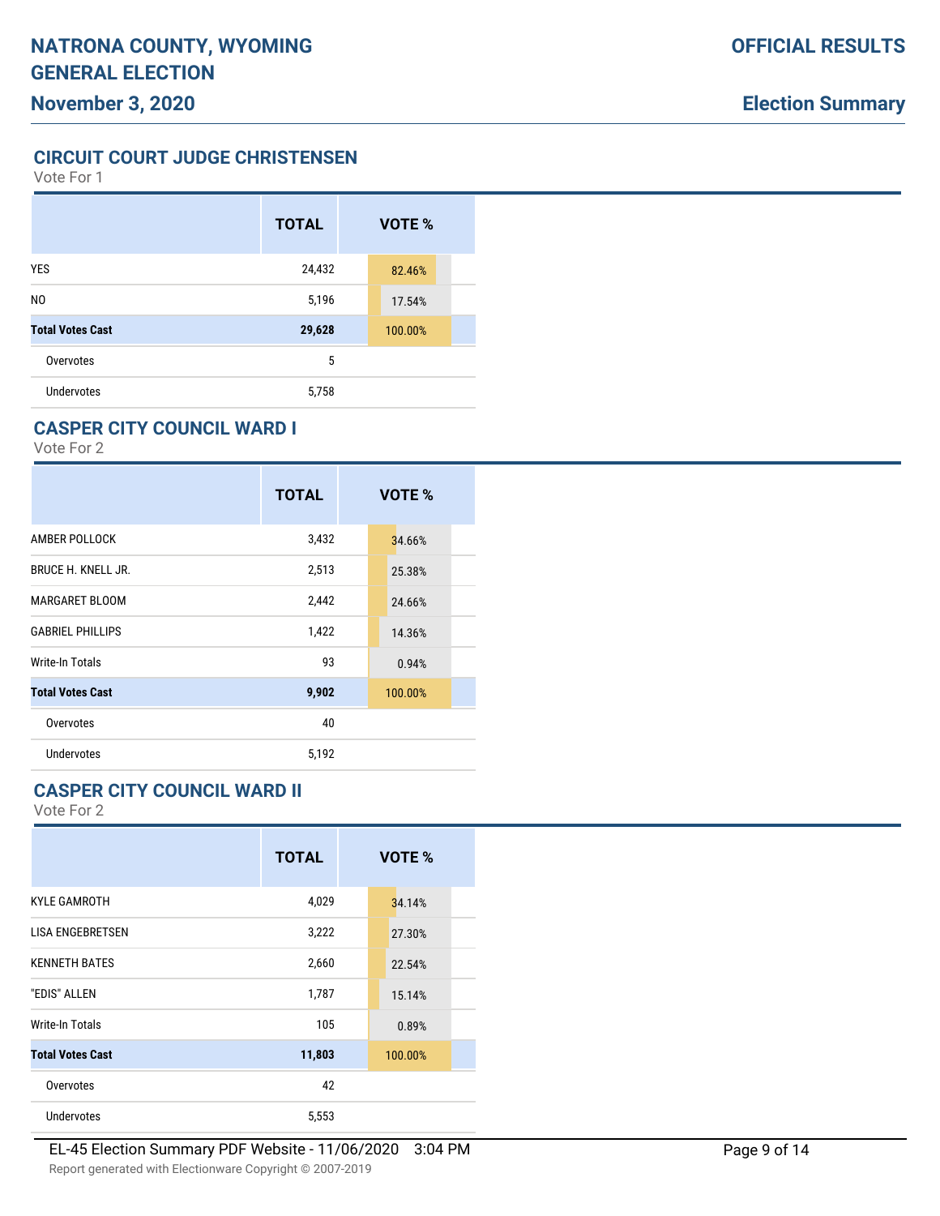## CIRCUIT COURT JUDGE CHRISTENSEN

Vote For 1

| | TOTAL | VOTE % |
|---|---|---|
| YES | 24,432 | 82.46% |
| NO | 5,196 | 17.54% |
| **Total Votes Cast** | **29,628** | 100.00% |
| Overvotes | 5 | |
| Undervotes | 5,758 | |

## CASPER CITY COUNCIL WARD I

Vote For 2

| | TOTAL | VOTE % |
|---|---|---|
| AMBER POLLOCK | 3,432 | 34.66% |
| BRUCE H. KNELL JR. | 2,513 | 25.38% |
| MARGARET BLOOM | 2,442 | 24.66% |
| GABRIEL PHILLIPS | 1,422 | 14.36% |
| Write-In Totals | 93 | 0.94% |
| **Total Votes Cast** | **9,902** | 100.00% |
| Overvotes | 40 | |
| Undervotes | 5,192 | |

## CASPER CITY COUNCIL WARD II

Vote For 2

| | TOTAL | VOTE % |
|---|---|---|
| KYLE GAMROTH | 4,029 | 34.14% |
| LISA ENGEBRETSEN | 3,222 | 27.30% |
| KENNETH BATES | 2,660 | 22.54% |
| "EDIS" ALLEN | 1,787 | 15.14% |
| Write-In Totals | 105 | 0.89% |
| **Total Votes Cast** | **11,803** | 100.00% |
| Overvotes | 42 | |
| Undervotes | 5,553 | |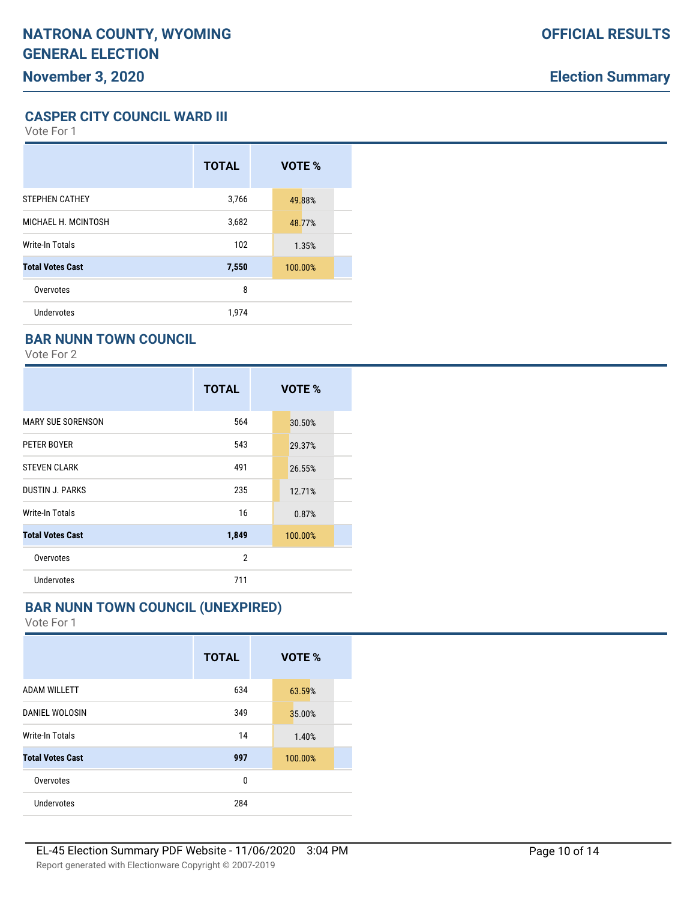# NATRONA COUNTY, WYOMING GENERAL ELECTION

**November 3, 2020**

**OFFICIAL RESULTS**

**Election Summary**

## CASPER CITY COUNCIL WARD III

Vote For 1

| | TOTAL | VOTE % |
|---|---|---|
| STEPHEN CATHEY | 3,766 | 49.88% |
| MICHAEL H. MCINTOSH | 3,682 | 48.77% |
| Write-In Totals | 102 | 1.35% |
| **Total Votes Cast** | **7,550** | 100.00% |
| Overvotes | 8 | |
| Undervotes | 1,974 | |

## BAR NUNN TOWN COUNCIL

Vote For 2

| | TOTAL | VOTE % |
|---|---|---|
| MARY SUE SORENSON | 564 | 30.50% |
| PETER BOYER | 543 | 29.37% |
| STEVEN CLARK | 491 | 26.55% |
| DUSTIN J. PARKS | 235 | 12.71% |
| Write-In Totals | 16 | 0.87% |
| **Total Votes Cast** | **1,849** | 100.00% |
| Overvotes | 2 | |
| Undervotes | 711 | |

## BAR NUNN TOWN COUNCIL (UNEXPIRED)

Vote For 1

| | TOTAL | VOTE % |
|---|---|---|
| ADAM WILLETT | 634 | 63.59% |
| DANIEL WOLOSIN | 349 | 35.00% |
| Write-In Totals | 14 | 1.40% |
| **Total Votes Cast** | **997** | 100.00% |
| Overvotes | 0 | |
| Undervotes | 284 | |

EL-45 Election Summary PDF Website - 11/06/2020 3:04 PM

Report generated with Electionware Copyright © 2007-2019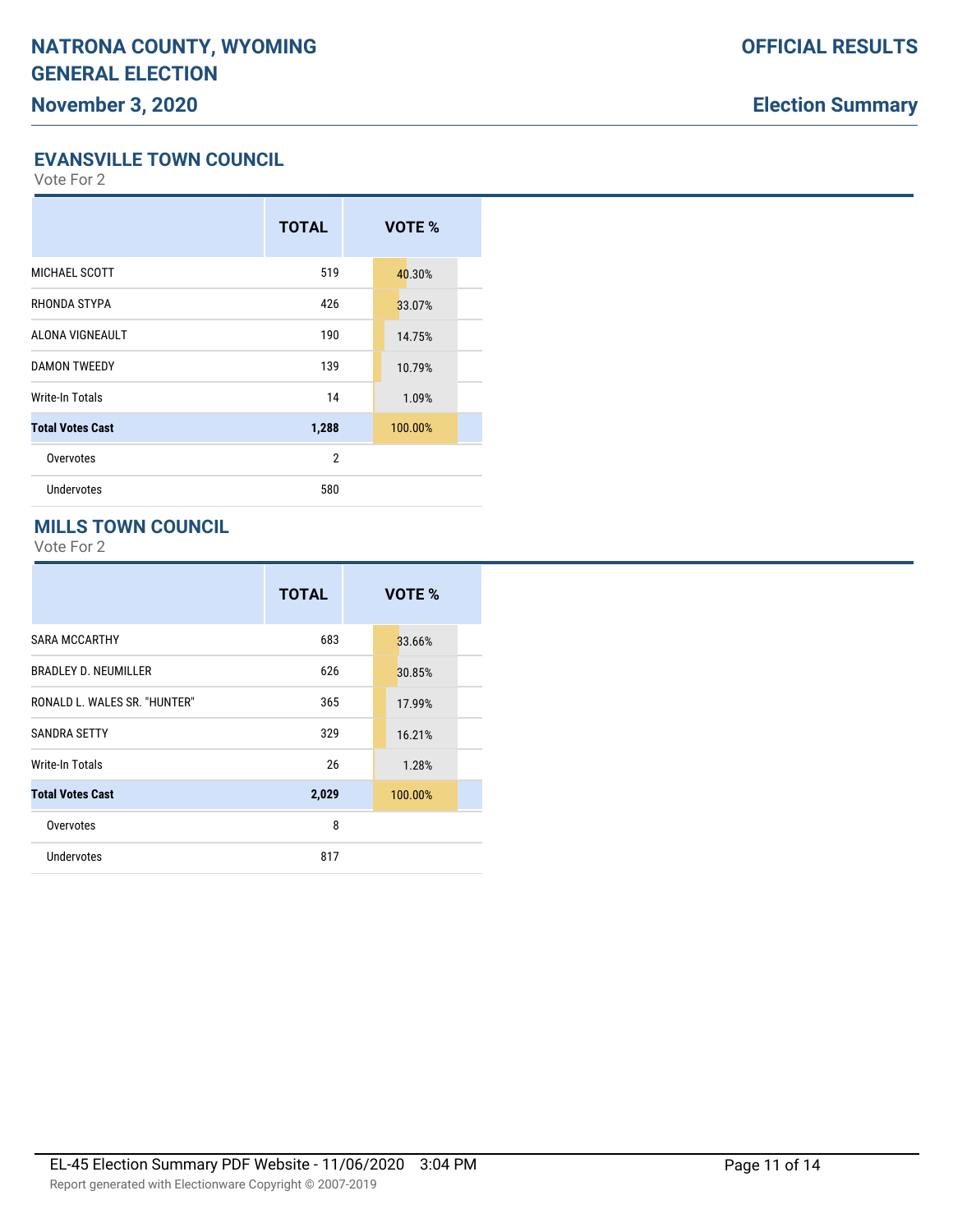## EVANSVILLE TOWN COUNCIL

Vote For 2

| | TOTAL | VOTE % |
|---|---|---|
| MICHAEL SCOTT | 519 | 40.30% |
| RHONDA STYPA | 426 | 33.07% |
| ALONA VIGNEAULT | 190 | 14.75% |
| DAMON TWEEDY | 139 | 10.79% |
| Write-In Totals | 14 | 1.09% |
| **Total Votes Cast** | **1,288** | 100.00% |
| Overvotes | 2 | |
| Undervotes | 580 | |

## MILLS TOWN COUNCIL

Vote For 2

| | TOTAL | VOTE % |
|---|---|---|
| SARA MCCARTHY | 683 | 33.66% |
| BRADLEY D. NEUMILLER | 626 | 30.85% |
| RONALD L. WALES SR. "HUNTER" | 365 | 17.99% |
| SANDRA SETTY | 329 | 16.21% |
| Write-In Totals | 26 | 1.28% |
| **Total Votes Cast** | **2,029** | 100.00% |
| Overvotes | 8 | |
| Undervotes | 817 | |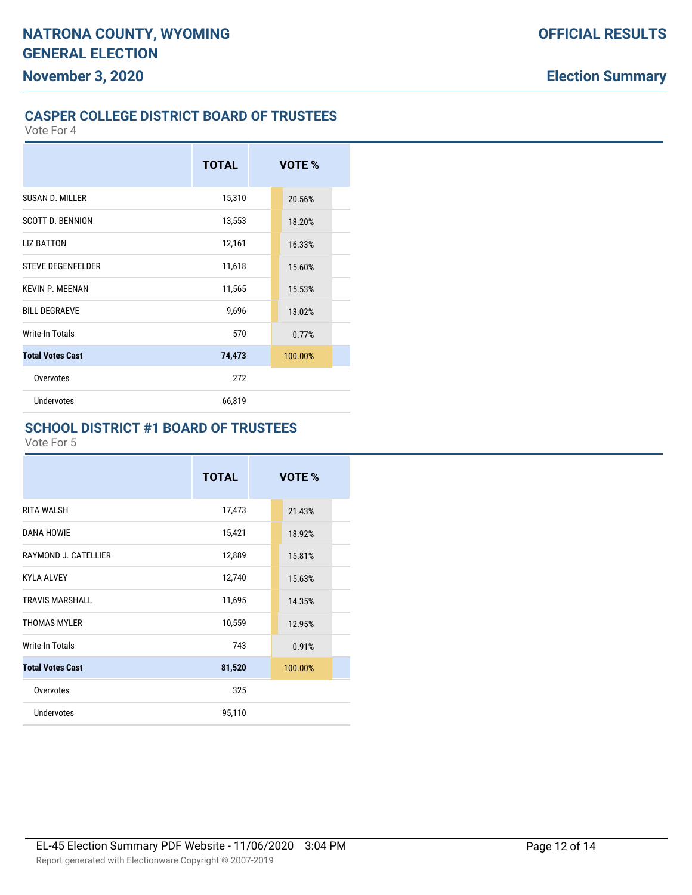## CASPER COLLEGE DISTRICT BOARD OF TRUSTEES

Vote For 4

| | TOTAL | VOTE % |
|---|---|---|
| SUSAN D. MILLER | 15,310 | 20.56% |
| SCOTT D. BENNION | 13,553 | 18.20% |
| LIZ BATTON | 12,161 | 16.33% |
| STEVE DEGENFELDER | 11,618 | 15.60% |
| KEVIN P. MEENAN | 11,565 | 15.53% |
| BILL DEGRAEVE | 9,696 | 13.02% |
| Write-In Totals | 570 | 0.77% |
| **Total Votes Cast** | **74,473** | 100.00% |
| Overvotes | 272 | |
| Undervotes | 66,819 | |

## SCHOOL DISTRICT #1 BOARD OF TRUSTEES

Vote For 5

| | TOTAL | VOTE % |
|---|---|---|
| RITA WALSH | 17,473 | 21.43% |
| DANA HOWIE | 15,421 | 18.92% |
| RAYMOND J. CATELLIER | 12,889 | 15.81% |
| KYLA ALVEY | 12,740 | 15.63% |
| TRAVIS MARSHALL | 11,695 | 14.35% |
| THOMAS MYLER | 10,559 | 12.95% |
| Write-In Totals | 743 | 0.91% |
| **Total Votes Cast** | **81,520** | 100.00% |
| Overvotes | 325 | |
| Undervotes | 95,110 | |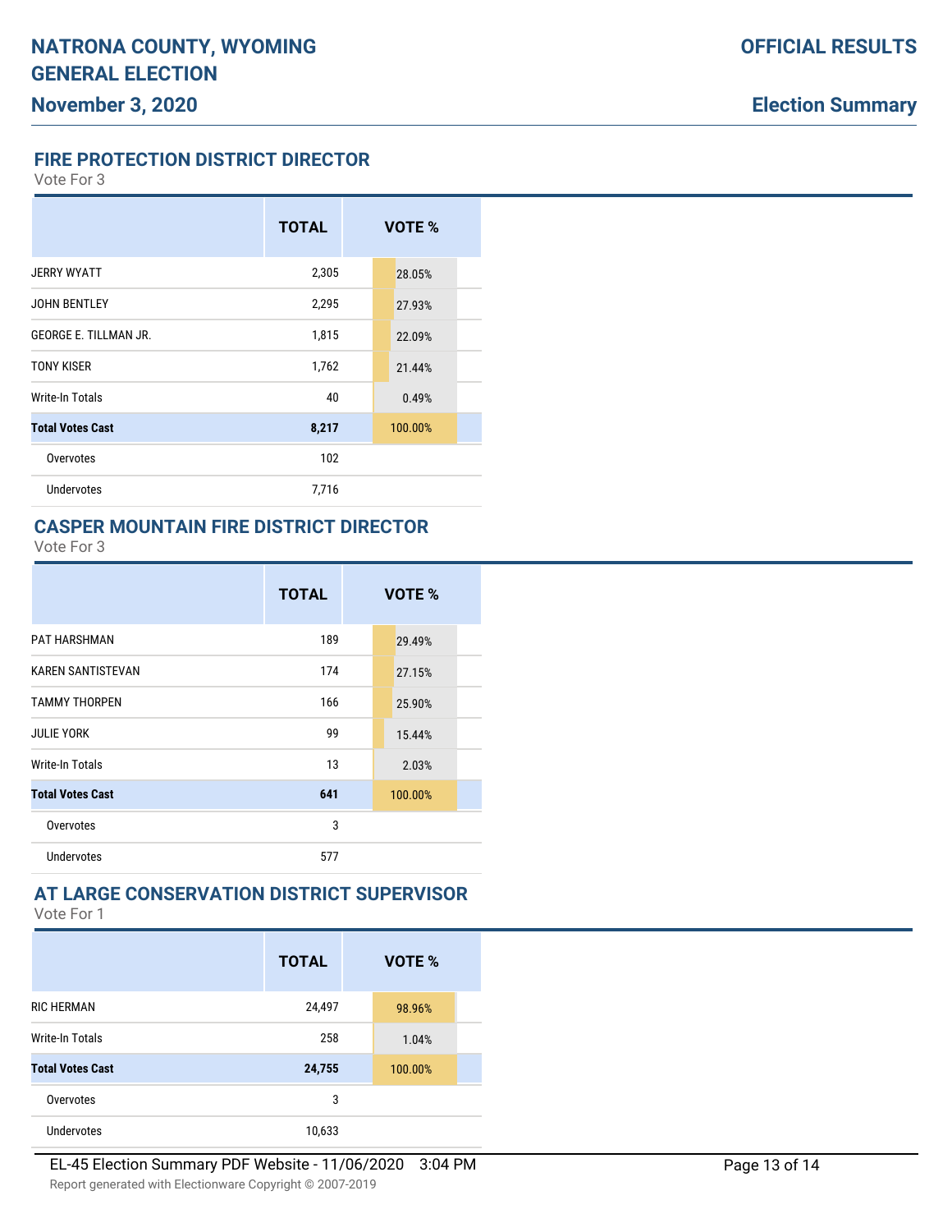# NATRONA COUNTY, WYOMING GENERAL ELECTION

**November 3, 2020**

**OFFICIAL RESULTS**

**Election Summary**

## FIRE PROTECTION DISTRICT DIRECTOR

Vote For 3

| | TOTAL | VOTE % |
|---|---|---|
| JERRY WYATT | 2,305 | 28.05% |
| JOHN BENTLEY | 2,295 | 27.93% |
| GEORGE E. TILLMAN JR. | 1,815 | 22.09% |
| TONY KISER | 1,762 | 21.44% |
| Write-In Totals | 40 | 0.49% |
| **Total Votes Cast** | **8,217** | 100.00% |
| Overvotes | 102 | |
| Undervotes | 7,716 | |

## CASPER MOUNTAIN FIRE DISTRICT DIRECTOR

Vote For 3

| | TOTAL | VOTE % |
|---|---|---|
| PAT HARSHMAN | 189 | 29.49% |
| KAREN SANTISTEVAN | 174 | 27.15% |
| TAMMY THORPEN | 166 | 25.90% |
| JULIE YORK | 99 | 15.44% |
| Write-In Totals | 13 | 2.03% |
| **Total Votes Cast** | **641** | 100.00% |
| Overvotes | 3 | |
| Undervotes | 577 | |

## AT LARGE CONSERVATION DISTRICT SUPERVISOR

Vote For 1

| | TOTAL | VOTE % |
|---|---|---|
| RIC HERMAN | 24,497 | 98.96% |
| Write-In Totals | 258 | 1.04% |
| **Total Votes Cast** | **24,755** | 100.00% |
| Overvotes | 3 | |
| Undervotes | 10,633 | |

EL-45 Election Summary PDF Website - 11/06/2020 3:04 PM

Report generated with Electionware Copyright © 2007-2019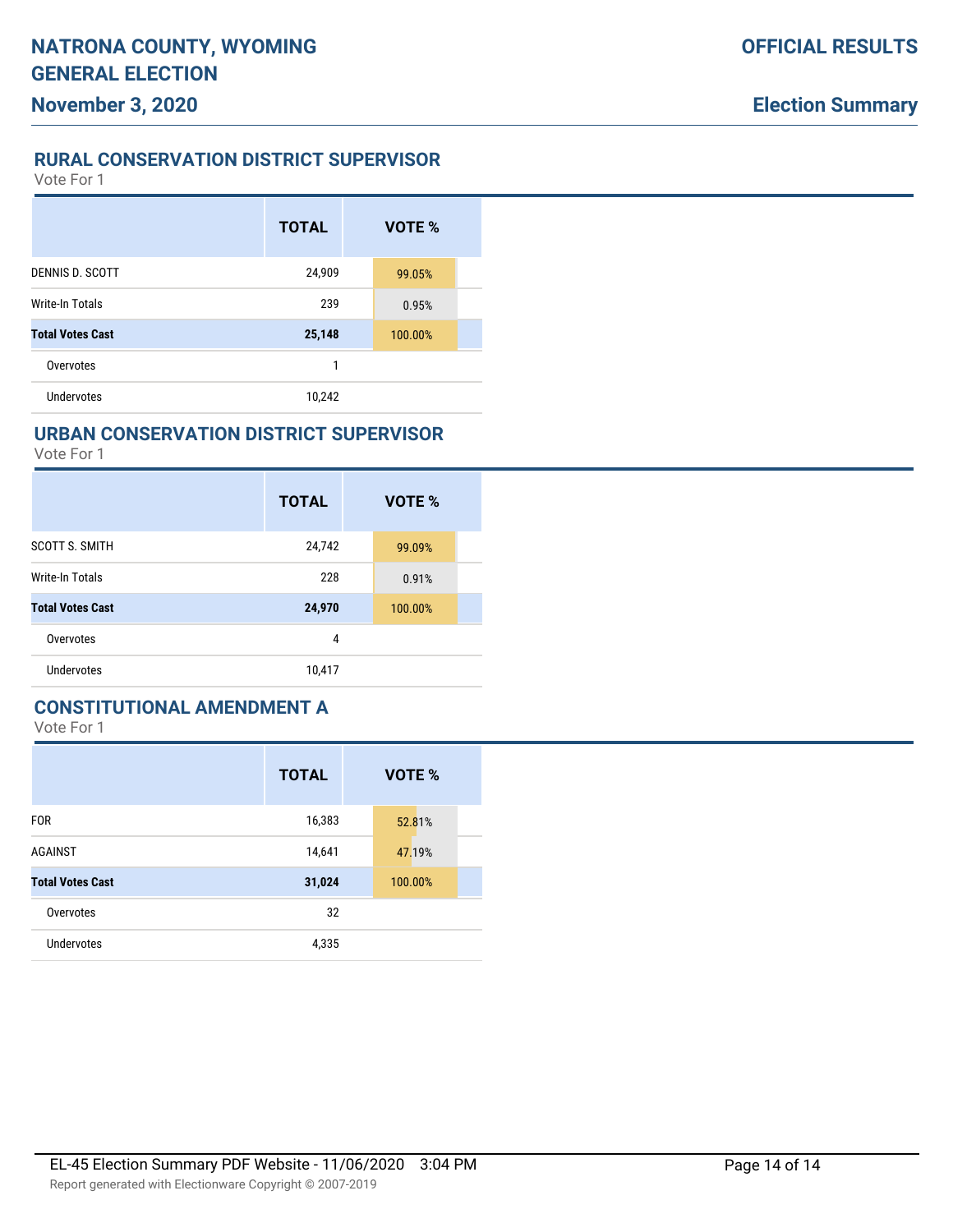## RURAL CONSERVATION DISTRICT SUPERVISOR

Vote For 1

| | TOTAL | VOTE % |
|---|---|---|
| DENNIS D. SCOTT | 24,909 | 99.05% |
| Write-In Totals | 239 | 0.95% |
| **Total Votes Cast** | **25,148** | 100.00% |
| Overvotes | 1 | |
| Undervotes | 10,242 | |

## URBAN CONSERVATION DISTRICT SUPERVISOR

Vote For 1

| | TOTAL | VOTE % |
|---|---|---|
| SCOTT S. SMITH | 24,742 | 99.09% |
| Write-In Totals | 228 | 0.91% |
| **Total Votes Cast** | **24,970** | 100.00% |
| Overvotes | 4 | |
| Undervotes | 10,417 | |

## CONSTITUTIONAL AMENDMENT A

Vote For 1

| | TOTAL | VOTE % |
|---|---|---|
| FOR | 16,383 | 52.81% |
| AGAINST | 14,641 | 47.19% |
| **Total Votes Cast** | **31,024** | 100.00% |
| Overvotes | 32 | |
| Undervotes | 4,335 | |